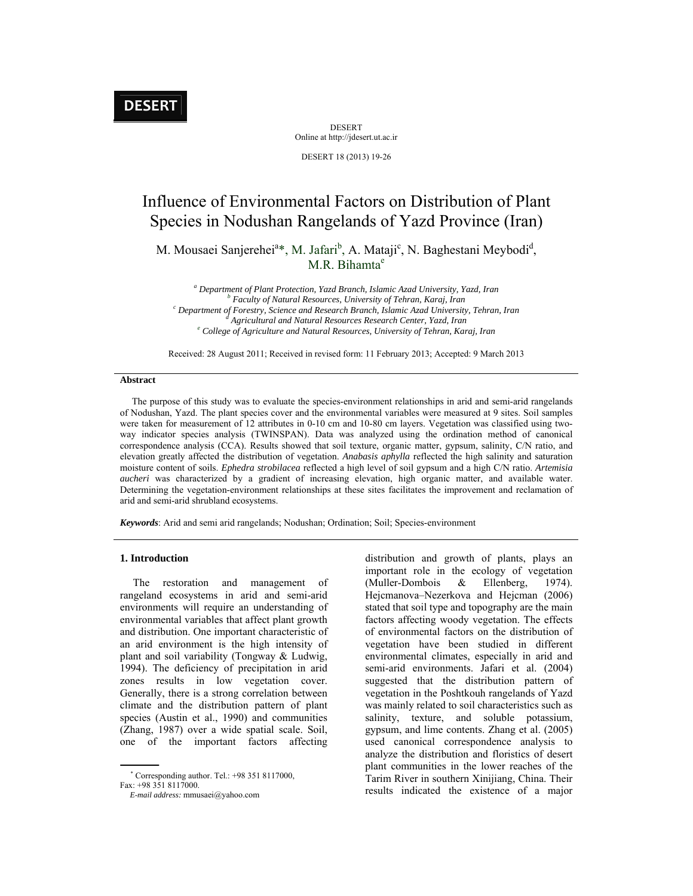# Influence of Environmental Factors on Distribution of Plant Species in Nodushan Rangelands of Yazd Province (Iran)

M. Mousaei Sanjerehei[a]*, M. Jafari[b], A. Mataji[c], N. Baghestani Meybodi[d], M.R. Bihamta[e]

[a] *Department of Plant Protection, Yazd Branch, Islamic Azad University, Yazd, Iran*
[b] *Faculty of Natural Resources, University of Tehran, Karaj, Iran*
[c] *Department of Forestry, Science and Research Branch, Islamic Azad University, Tehran, Iran*
[d] *Agricultural and Natural Resources Research Center, Yazd, Iran*
[e] *College of Agriculture and Natural Resources, University of Tehran, Karaj, Iran*

Received: 28 August 2011; Received in revised form: 11 February 2013; Accepted: 9 March 2013

### Abstract

The purpose of this study was to evaluate the species-environment relationships in arid and semi-arid rangelands of Nodushan, Yazd. The plant species cover and the environmental variables were measured at 9 sites. Soil samples were taken for measurement of 12 attributes in 0-10 cm and 10-80 cm layers. Vegetation was classified using two-way indicator species analysis (TWINSPAN). Data was analyzed using the ordination method of canonical correspondence analysis (CCA). Results showed that soil texture, organic matter, gypsum, salinity, C/N ratio, and elevation greatly affected the distribution of vegetation. *Anabasis aphylla* reflected the high salinity and saturation moisture content of soils. *Ephedra strobilacea* reflected a high level of soil gypsum and a high C/N ratio. *Artemisia aucheri* was characterized by a gradient of increasing elevation, high organic matter, and available water. Determining the vegetation-environment relationships at these sites facilitates the improvement and reclamation of arid and semi-arid shrubland ecosystems.

***Keywords***: Arid and semi arid rangelands; Nodushan; Ordination; Soil; Species-environment

### 1. Introduction

The restoration and management of rangeland ecosystems in arid and semi-arid environments will require an understanding of environmental variables that affect plant growth and distribution. One important characteristic of an arid environment is the high intensity of plant and soil variability (Tongway & Ludwig, 1994). The deficiency of precipitation in arid zones results in low vegetation cover. Generally, there is a strong correlation between climate and the distribution pattern of plant species (Austin et al., 1990) and communities (Zhang, 1987) over a wide spatial scale. Soil, one of the important factors affecting distribution and growth of plants, plays an important role in the ecology of vegetation (Muller-Dombois & Ellenberg, 1974). Hejcmanova–Nezerkova and Hejcman (2006) stated that soil type and topography are the main factors affecting woody vegetation. The effects of environmental factors on the distribution of vegetation have been studied in different environmental climates, especially in arid and semi-arid environments. Jafari et al. (2004) suggested that the distribution pattern of vegetation in the Poshtkouh rangelands of Yazd was mainly related to soil characteristics such as salinity, texture, and soluble potassium, gypsum, and lime contents. Zhang et al. (2005) used canonical correspondence analysis to analyze the distribution and floristics of desert plant communities in the lower reaches of the Tarim River in southern Xinijiang, China. Their results indicated the existence of a major

* Corresponding author. Tel.: +98 351 8117000, Fax: +98 351 8117000.
*E-mail address:* mmusaei@yahoo.com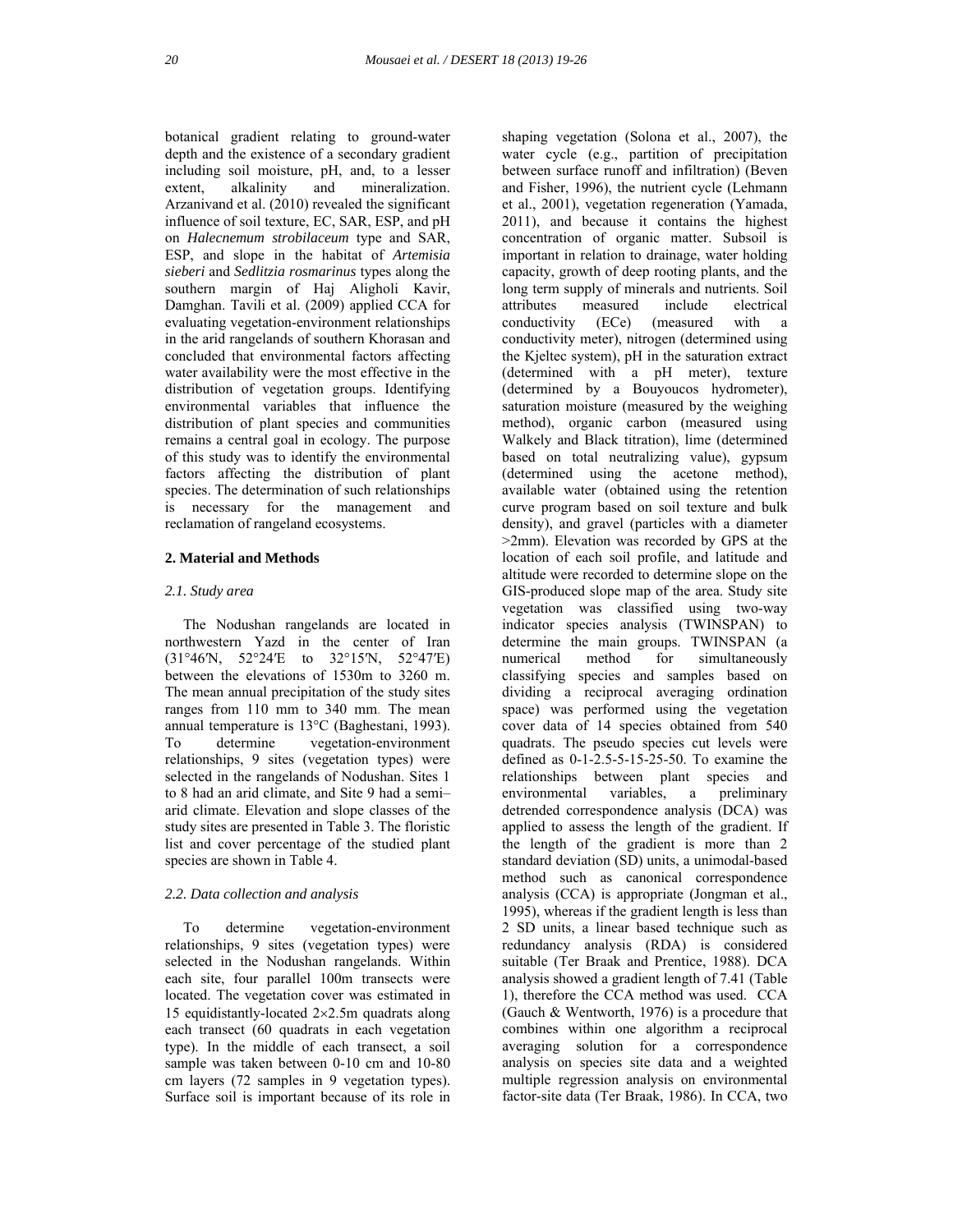botanical gradient relating to ground-water depth and the existence of a secondary gradient including soil moisture, pH, and, to a lesser extent, alkalinity and mineralization. Arzanivand et al. (2010) revealed the significant influence of soil texture, EC, SAR, ESP, and pH on *Halecnemum strobilaceum* type and SAR, ESP, and slope in the habitat of *Artemisia sieberi* and *Sedlitzia rosmarinus* types along the southern margin of Haj Aligholi Kavir, Damghan. Tavili et al. (2009) applied CCA for evaluating vegetation-environment relationships in the arid rangelands of southern Khorasan and concluded that environmental factors affecting water availability were the most effective in the distribution of vegetation groups. Identifying environmental variables that influence the distribution of plant species and communities remains a central goal in ecology. The purpose of this study was to identify the environmental factors affecting the distribution of plant species. The determination of such relationships is necessary for the management and reclamation of rangeland ecosystems.

## 2. Material and Methods

### *2.1. Study area*

The Nodushan rangelands are located in northwestern Yazd in the center of Iran (31°46′N, 52°24′E to 32°15′N, 52°47′E) between the elevations of 1530m to 3260 m. The mean annual precipitation of the study sites ranges from 110 mm to 340 mm. The mean annual temperature is 13°C (Baghestani, 1993). To determine vegetation-environment relationships, 9 sites (vegetation types) were selected in the rangelands of Nodushan. Sites 1 to 8 had an arid climate, and Site 9 had a semi–arid climate. Elevation and slope classes of the study sites are presented in Table 3. The floristic list and cover percentage of the studied plant species are shown in Table 4.

### *2.2. Data collection and analysis*

To determine vegetation-environment relationships, 9 sites (vegetation types) were selected in the Nodushan rangelands. Within each site, four parallel 100m transects were located. The vegetation cover was estimated in 15 equidistantly-located 2×2.5m quadrats along each transect (60 quadrats in each vegetation type). In the middle of each transect, a soil sample was taken between 0-10 cm and 10-80 cm layers (72 samples in 9 vegetation types). Surface soil is important because of its role in shaping vegetation (Solona et al., 2007), the water cycle (e.g., partition of precipitation between surface runoff and infiltration) (Beven and Fisher, 1996), the nutrient cycle (Lehmann et al., 2001), vegetation regeneration (Yamada, 2011), and because it contains the highest concentration of organic matter. Subsoil is important in relation to drainage, water holding capacity, growth of deep rooting plants, and the long term supply of minerals and nutrients. Soil attributes measured include electrical conductivity (ECe) (measured with a conductivity meter), nitrogen (determined using the Kjeltec system), pH in the saturation extract (determined with a pH meter), texture (determined by a Bouyoucos hydrometer), saturation moisture (measured by the weighing method), organic carbon (measured using Walkely and Black titration), lime (determined based on total neutralizing value), gypsum (determined using the acetone method), available water (obtained using the retention curve program based on soil texture and bulk density), and gravel (particles with a diameter >2mm). Elevation was recorded by GPS at the location of each soil profile, and latitude and altitude were recorded to determine slope on the GIS-produced slope map of the area. Study site vegetation was classified using two-way indicator species analysis (TWINSPAN) to determine the main groups. TWINSPAN (a numerical method for simultaneously classifying species and samples based on dividing a reciprocal averaging ordination space) was performed using the vegetation cover data of 14 species obtained from 540 quadrats. The pseudo species cut levels were defined as 0-1-2.5-5-15-25-50. To examine the relationships between plant species and environmental variables, a preliminary detrended correspondence analysis (DCA) was applied to assess the length of the gradient. If the length of the gradient is more than 2 standard deviation (SD) units, a unimodal-based method such as canonical correspondence analysis (CCA) is appropriate (Jongman et al., 1995), whereas if the gradient length is less than 2 SD units, a linear based technique such as redundancy analysis (RDA) is considered suitable (Ter Braak and Prentice, 1988). DCA analysis showed a gradient length of 7.41 (Table 1), therefore the CCA method was used. CCA (Gauch & Wentworth, 1976) is a procedure that combines within one algorithm a reciprocal averaging solution for a correspondence analysis on species site data and a weighted multiple regression analysis on environmental factor-site data (Ter Braak, 1986). In CCA, two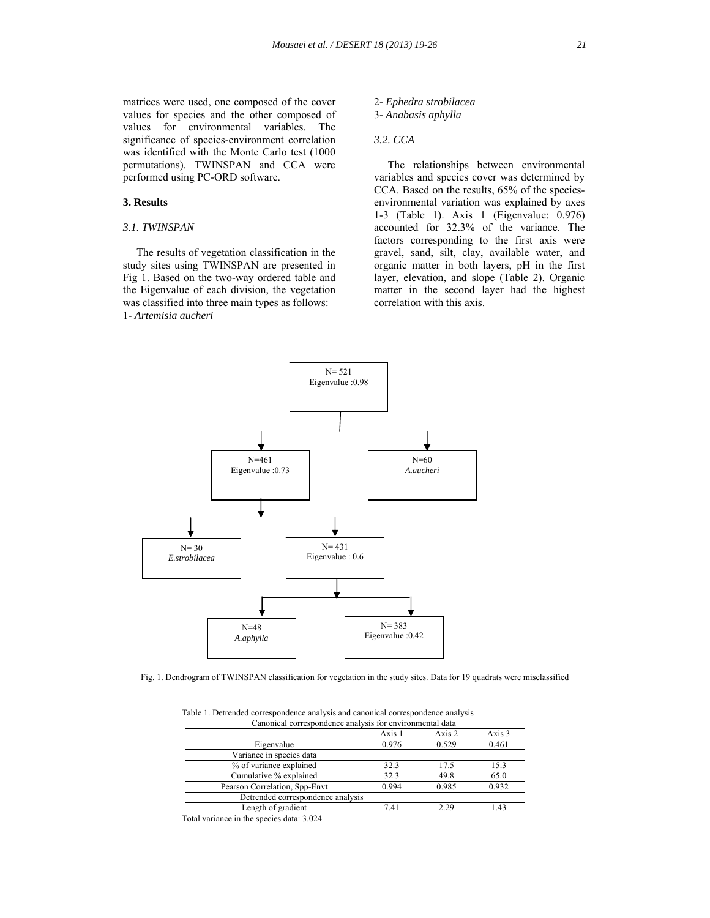matrices were used, one composed of the cover values for species and the other composed of values for environmental variables. The significance of species-environment correlation was identified with the Monte Carlo test (1000 permutations). TWINSPAN and CCA were performed using PC-ORD software.

## 3. Results

### *3.1. TWINSPAN*

The results of vegetation classification in the study sites using TWINSPAN are presented in Fig 1. Based on the two-way ordered table and the Eigenvalue of each division, the vegetation was classified into three main types as follows:

1- *Artemisia aucheri*
2- *Ephedra strobilacea*
3- *Anabasis aphylla*

### *3.2. CCA*

The relationships between environmental variables and species cover was determined by CCA. Based on the results, 65% of the species-environmental variation was explained by axes 1-3 (Table 1). Axis 1 (Eigenvalue: 0.976) accounted for 32.3% of the variance. The factors corresponding to the first axis were gravel, sand, silt, clay, available water, and organic matter in both layers, pH in the first layer, elevation, and slope (Table 2). Organic matter in the second layer had the highest correlation with this axis.

```
N= 521
Eigenvalue :0.98
├── N=461
│   Eigenvalue :0.73
│   ├── N= 30
│   │   E.strobilacea
│   └── N= 431
│       Eigenvalue : 0.6
│       ├── N=48
│       │   A.aphylla
│       └── N= 383
│           Eigenvalue :0.42
└── N=60
    A.aucheri
```

Fig. 1. Dendrogram of TWINSPAN classification for vegetation in the study sites. Data for 19 quadrats were misclassified

Table 1. Detrended correspondence analysis and canonical correspondence analysis

| Canonical correspondence analysis for environmental data | | | |
|---|---|---|---|
| | Axis 1 | Axis 2 | Axis 3 |
| Eigenvalue | 0.976 | 0.529 | 0.461 |
| Variance in species data | | | |
| % of variance explained | 32.3 | 17.5 | 15.3 |
| Cumulative % explained | 32.3 | 49.8 | 65.0 |
| Pearson Correlation, Spp-Envt | 0.994 | 0.985 | 0.932 |
| Detrended correspondence analysis | | | |
| Length of gradient | 7.41 | 2.29 | 1.43 |

Total variance in the species data: 3.024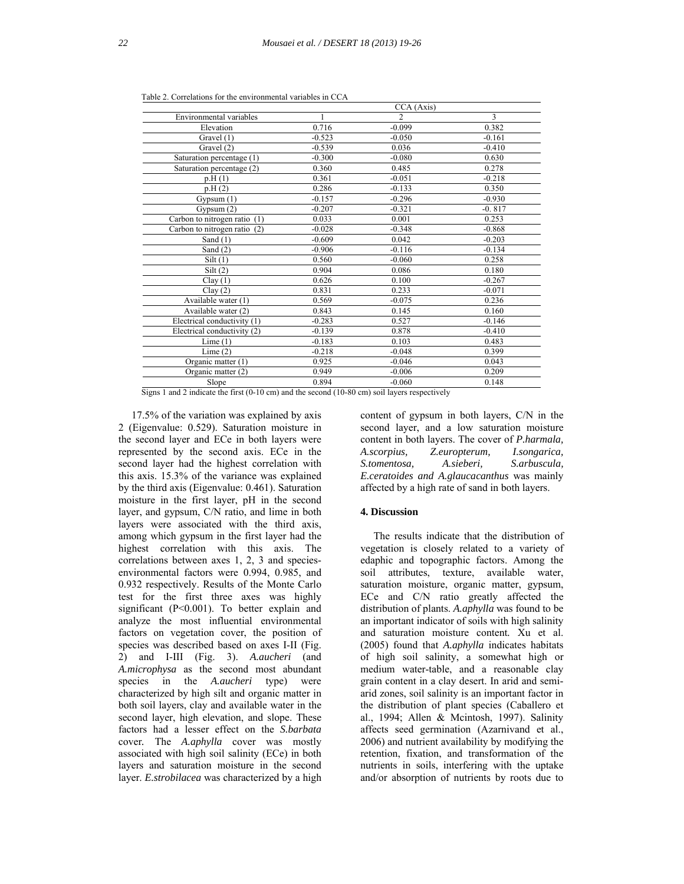Table 2. Correlations for the environmental variables in CCA

| Environmental variables | CCA (Axis) | | |
|---|---|---|---|
| | 1 | 2 | 3 |
| Elevation | 0.716 | -0.099 | 0.382 |
| Gravel (1) | -0.523 | -0.050 | -0.161 |
| Gravel (2) | -0.539 | 0.036 | -0.410 |
| Saturation percentage (1) | -0.300 | -0.080 | 0.630 |
| Saturation percentage (2) | 0.360 | 0.485 | 0.278 |
| p.H (1) | 0.361 | -0.051 | -0.218 |
| p.H (2) | 0.286 | -0.133 | 0.350 |
| Gypsum (1) | -0.157 | -0.296 | -0.930 |
| Gypsum (2) | -0.207 | -0.321 | -0. 817 |
| Carbon to nitrogen ratio (1) | 0.033 | 0.001 | 0.253 |
| Carbon to nitrogen ratio (2) | -0.028 | -0.348 | -0.868 |
| Sand (1) | -0.609 | 0.042 | -0.203 |
| Sand (2) | -0.906 | -0.116 | -0.134 |
| Silt (1) | 0.560 | -0.060 | 0.258 |
| Silt (2) | 0.904 | 0.086 | 0.180 |
| Clay (1) | 0.626 | 0.100 | -0.267 |
| Clay (2) | 0.831 | 0.233 | -0.071 |
| Available water (1) | 0.569 | -0.075 | 0.236 |
| Available water (2) | 0.843 | 0.145 | 0.160 |
| Electrical conductivity (1) | -0.283 | 0.527 | -0.146 |
| Electrical conductivity (2) | -0.139 | 0.878 | -0.410 |
| Lime (1) | -0.183 | 0.103 | 0.483 |
| Lime (2) | -0.218 | -0.048 | 0.399 |
| Organic matter (1) | 0.925 | -0.046 | 0.043 |
| Organic matter (2) | 0.949 | -0.006 | 0.209 |
| Slope | 0.894 | -0.060 | 0.148 |

Signs 1 and 2 indicate the first (0-10 cm) and the second (10-80 cm) soil layers respectively

17.5% of the variation was explained by axis 2 (Eigenvalue: 0.529). Saturation moisture in the second layer and ECe in both layers were represented by the second axis. ECe in the second layer had the highest correlation with this axis. 15.3% of the variance was explained by the third axis (Eigenvalue: 0.461). Saturation moisture in the first layer, pH in the second layer, and gypsum, C/N ratio, and lime in both layers were associated with the third axis, among which gypsum in the first layer had the highest correlation with this axis. The correlations between axes 1, 2, 3 and species-environmental factors were 0.994, 0.985, and 0.932 respectively. Results of the Monte Carlo test for the first three axes was highly significant ($P<0.001$). To better explain and analyze the most influential environmental factors on vegetation cover, the position of species was described based on axes I-II (Fig. 2) and I-III (Fig. 3). *A.aucheri* (and *A.microphysa* as the second most abundant species in the *A.aucheri* type) were characterized by high silt and organic matter in both soil layers, clay and available water in the second layer, high elevation, and slope. These factors had a lesser effect on the *S.barbata* cover. The *A.aphylla* cover was mostly associated with high soil salinity (ECe) in both layers and saturation moisture in the second layer. *E.strobilacea* was characterized by a high content of gypsum in both layers, C/N in the second layer, and a low saturation moisture content in both layers. The cover of *P.harmala, A.scorpius, Z.europterum, I.songarica, S.tomentosa, A.sieberi, S.arbuscula, E.ceratoides and A.glaucacanthus* was mainly affected by a high rate of sand in both layers.

## 4. Discussion

The results indicate that the distribution of vegetation is closely related to a variety of edaphic and topographic factors. Among the soil attributes, texture, available water, saturation moisture, organic matter, gypsum, ECe and C/N ratio greatly affected the distribution of plants. *A.aphylla* was found to be an important indicator of soils with high salinity and saturation moisture content. Xu et al. (2005) found that *A.aphylla* indicates habitats of high soil salinity, a somewhat high or medium water-table, and a reasonable clay grain content in a clay desert. In arid and semi-arid zones, soil salinity is an important factor in the distribution of plant species (Caballero et al., 1994; Allen & Mcintosh, 1997). Salinity affects seed germination (Azarnivand et al., 2006) and nutrient availability by modifying the retention, fixation, and transformation of the nutrients in soils, interfering with the uptake and/or absorption of nutrients by roots due to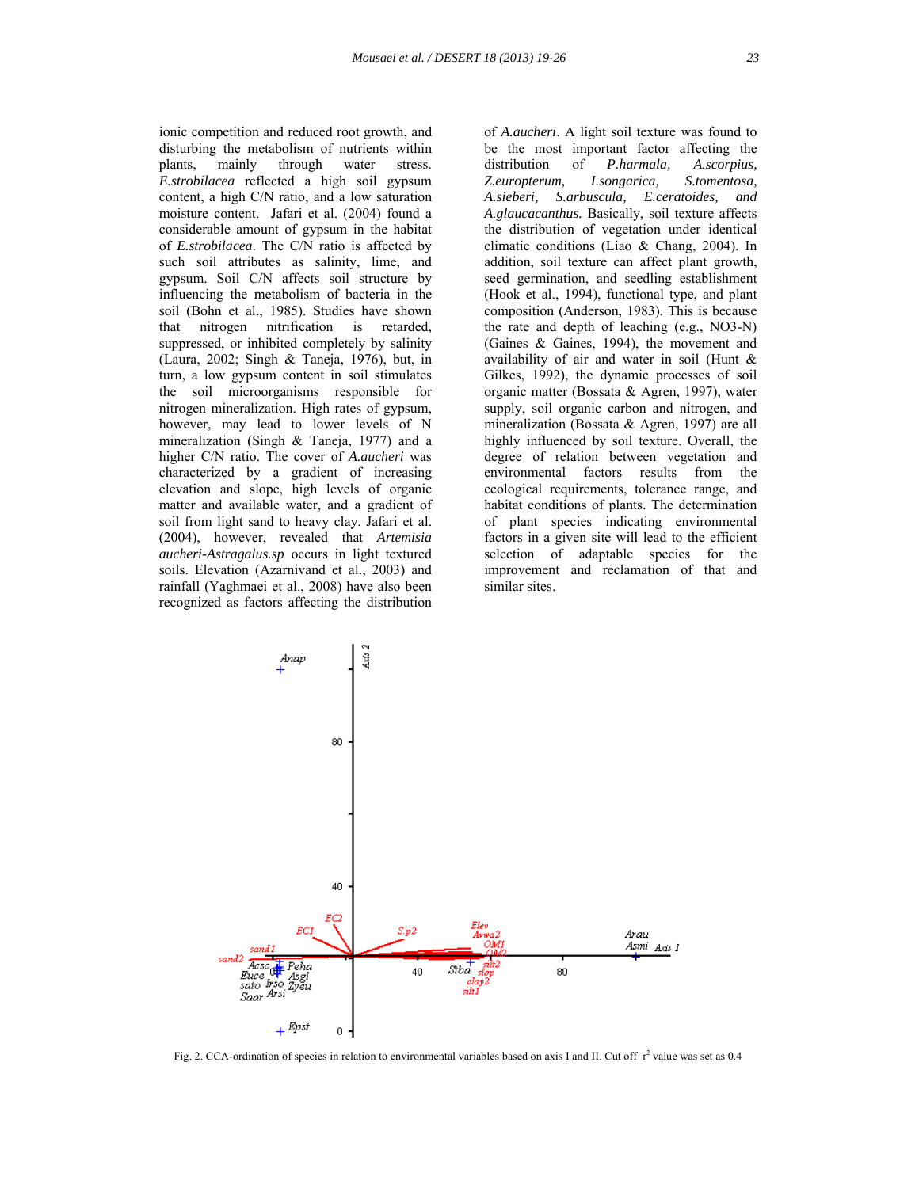ionic competition and reduced root growth, and disturbing the metabolism of nutrients within plants, mainly through water stress. *E.strobilacea* reflected a high soil gypsum content, a high C/N ratio, and a low saturation moisture content. Jafari et al. (2004) found a considerable amount of gypsum in the habitat of *E.strobilacea*. The C/N ratio is affected by such soil attributes as salinity, lime, and gypsum. Soil C/N affects soil structure by influencing the metabolism of bacteria in the soil (Bohn et al., 1985). Studies have shown that nitrogen nitrification is retarded, suppressed, or inhibited completely by salinity (Laura, 2002; Singh & Taneja, 1976), but, in turn, a low gypsum content in soil stimulates the soil microorganisms responsible for nitrogen mineralization. High rates of gypsum, however, may lead to lower levels of N mineralization (Singh & Taneja, 1977) and a higher C/N ratio. The cover of *A.aucheri* was characterized by a gradient of increasing elevation and slope, high levels of organic matter and available water, and a gradient of soil from light sand to heavy clay. Jafari et al. (2004), however, revealed that *Artemisia aucheri-Astragalus.sp* occurs in light textured soils. Elevation (Azarnivand et al., 2003) and rainfall (Yaghmaei et al., 2008) have also been recognized as factors affecting the distribution of *A.aucheri*. A light soil texture was found to be the most important factor affecting the distribution of *P.harmala, A.scorpius, Z.europterum, I.songarica, S.tomentosa, A.sieberi, S.arbuscula, E.ceratoides, and A.glaucacanthus.* Basically, soil texture affects the distribution of vegetation under identical climatic conditions (Liao & Chang, 2004). In addition, soil texture can affect plant growth, seed germination, and seedling establishment (Hook et al., 1994), functional type, and plant composition (Anderson, 1983). This is because the rate and depth of leaching (e.g., NO3-N) (Gaines & Gaines, 1994), the movement and availability of air and water in soil (Hunt & Gilkes, 1992), the dynamic processes of soil organic matter (Bossata & Agren, 1997), water supply, soil organic carbon and nitrogen, and mineralization (Bossata & Agren, 1997) are all highly influenced by soil texture. Overall, the degree of relation between vegetation and environmental factors results from the ecological requirements, tolerance range, and habitat conditions of plants. The determination of plant species indicating environmental factors in a given site will lead to the efficient selection of adaptable species for the improvement and reclamation of that and similar sites.

Fig. 2. CCA-ordination of species in relation to environmental variables based on axis I and II. Cut off $r^2$ value was set as 0.4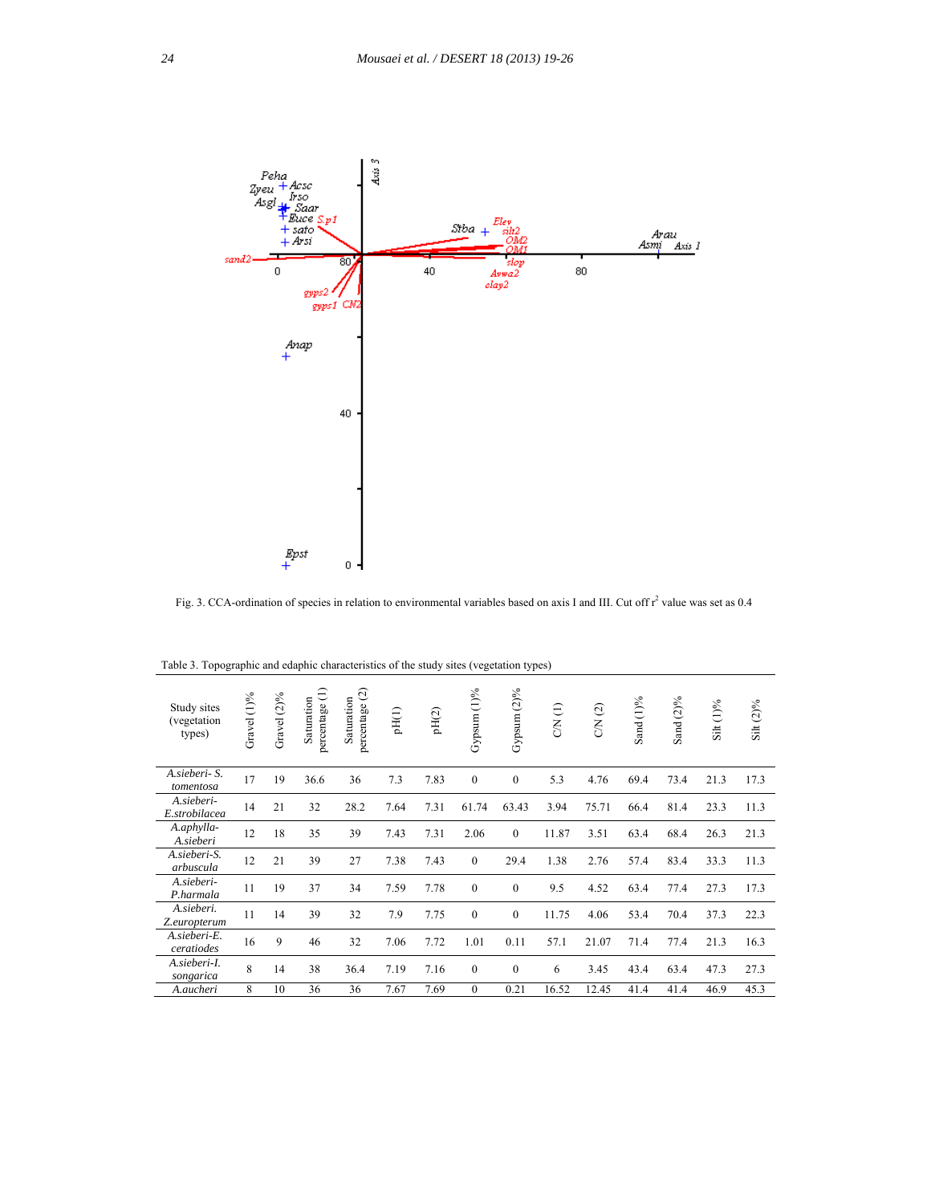Fig. 3. CCA-ordination of species in relation to environmental variables based on axis I and III. Cut off $r^2$ value was set as 0.4

Table 3. Topographic and edaphic characteristics of the study sites (vegetation types)

| Study sites (vegetation types) | Gravel (1)% | Gravel (2)% | Saturation percentage (1) | Saturation percentage (2) | pH(1) | pH(2) | Gypsum (1)% | Gypsum (2)% | C/N (1) | C/N (2) | Sand (1)% | Sand (2)% | Silt (1)% | Silt (2)% |
|---|---|---|---|---|---|---|---|---|---|---|---|---|---|---|
| A.sieberi- S. tomentosa | 17 | 19 | 36.6 | 36 | 7.3 | 7.83 | 0 | 0 | 5.3 | 4.76 | 69.4 | 73.4 | 21.3 | 17.3 |
| A.sieberi- E.strobilacea | 14 | 21 | 32 | 28.2 | 7.64 | 7.31 | 61.74 | 63.43 | 3.94 | 75.71 | 66.4 | 81.4 | 23.3 | 11.3 |
| A.aphylla- A.sieberi | 12 | 18 | 35 | 39 | 7.43 | 7.31 | 2.06 | 0 | 11.87 | 3.51 | 63.4 | 68.4 | 26.3 | 21.3 |
| A.sieberi-S. arbuscula | 12 | 21 | 39 | 27 | 7.38 | 7.43 | 0 | 29.4 | 1.38 | 2.76 | 57.4 | 83.4 | 33.3 | 11.3 |
| A.sieberi- P.harmala | 11 | 19 | 37 | 34 | 7.59 | 7.78 | 0 | 0 | 9.5 | 4.52 | 63.4 | 77.4 | 27.3 | 17.3 |
| A.sieberi. Z.europterum | 11 | 14 | 39 | 32 | 7.9 | 7.75 | 0 | 0 | 11.75 | 4.06 | 53.4 | 70.4 | 37.3 | 22.3 |
| A.sieberi-E. ceratiodes | 16 | 9 | 46 | 32 | 7.06 | 7.72 | 1.01 | 0.11 | 57.1 | 21.07 | 71.4 | 77.4 | 21.3 | 16.3 |
| A.sieberi-I. songarica | 8 | 14 | 38 | 36.4 | 7.19 | 7.16 | 0 | 0 | 6 | 3.45 | 43.4 | 63.4 | 47.3 | 27.3 |
| A.aucheri | 8 | 10 | 36 | 36 | 7.67 | 7.69 | 0 | 0.21 | 16.52 | 12.45 | 41.4 | 41.4 | 46.9 | 45.3 |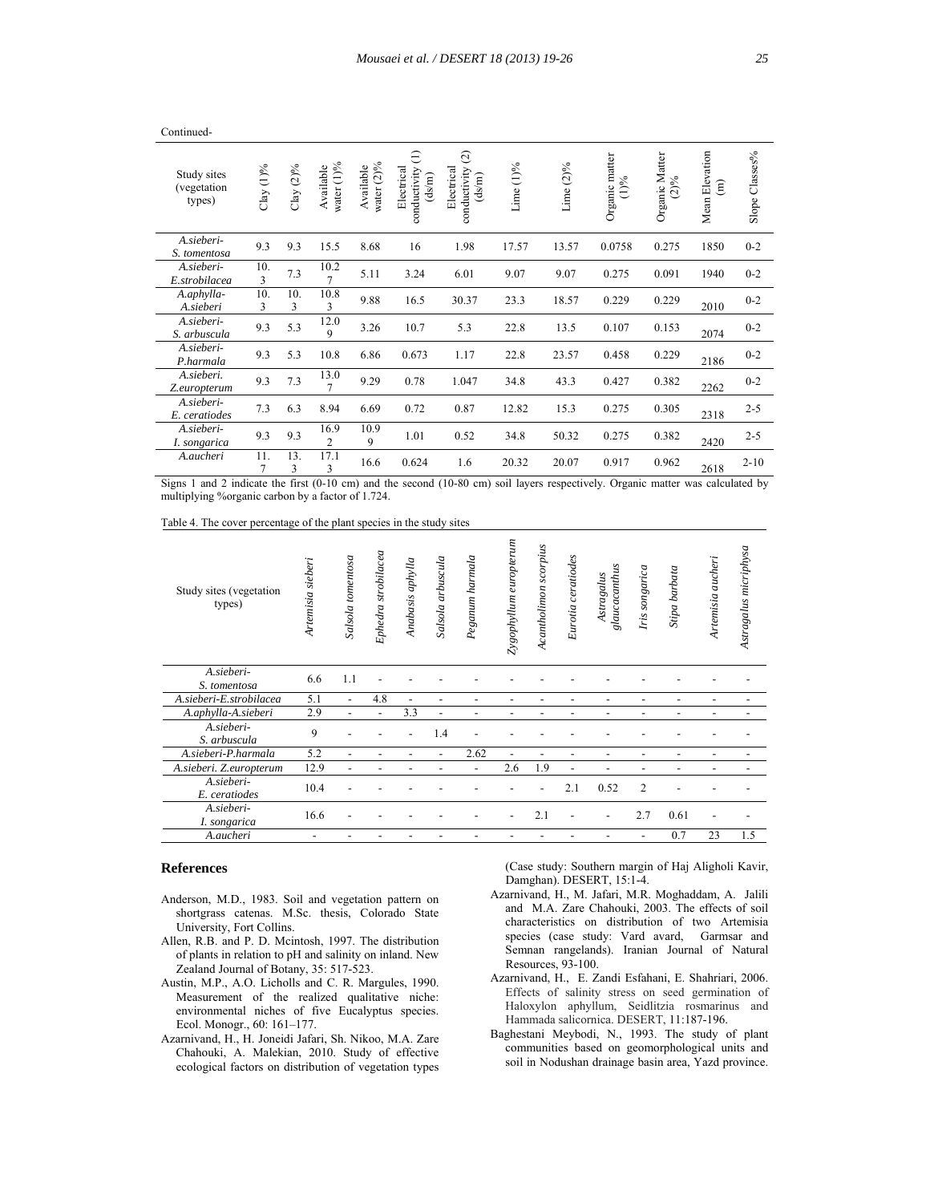Continued-

| Study sites (vegetation types) | Clay (1)% | Clay (2)% | Available water (1)% | Available water (2)% | Electrical conductivity (1) (ds/m) | Electrical conductivity (2) (ds/m) | Lime (1)% | Lime (2)% | Organic matter (1)% | Organic Matter (2)% | Mean Elevation (m) | Slope Classes% |
|---|---|---|---|---|---|---|---|---|---|---|---|---|
| *A.sieberi-S. tomentosa* | 9.3 | 9.3 | 15.5 | 8.68 | 16 | 1.98 | 17.57 | 13.57 | 0.0758 | 0.275 | 1850 | 0-2 |
| *A.sieberi-E.strobilacea* | 10.3 | 7.3 | 10.27 | 5.11 | 3.24 | 6.01 | 9.07 | 9.07 | 0.275 | 0.091 | 1940 | 0-2 |
| *A.aphylla-A.sieberi* | 10.3 | 10.3 | 10.83 | 9.88 | 16.5 | 30.37 | 23.3 | 18.57 | 0.229 | 0.229 | 2010 | 0-2 |
| *A.sieberi-S. arbuscula* | 9.3 | 5.3 | 12.09 | 3.26 | 10.7 | 5.3 | 22.8 | 13.5 | 0.107 | 0.153 | 2074 | 0-2 |
| *A.sieberi-P.harmala* | 9.3 | 5.3 | 10.8 | 6.86 | 0.673 | 1.17 | 22.8 | 23.57 | 0.458 | 0.229 | 2186 | 0-2 |
| *A.sieberi. Z.europterum* | 9.3 | 7.3 | 13.07 | 9.29 | 0.78 | 1.047 | 34.8 | 43.3 | 0.427 | 0.382 | 2262 | 0-2 |
| *A.sieberi-E. ceratiodes* | 7.3 | 6.3 | 8.94 | 6.69 | 0.72 | 0.87 | 12.82 | 15.3 | 0.275 | 0.305 | 2318 | 2-5 |
| *A.sieberi-I. songarica* | 9.3 | 9.3 | 16.92 | 10.99 | 1.01 | 0.52 | 34.8 | 50.32 | 0.275 | 0.382 | 2420 | 2-5 |
| *A.aucheri* | 11.7 | 13.3 | 17.13 | 16.6 | 0.624 | 1.6 | 20.32 | 20.07 | 0.917 | 0.962 | 2618 | 2-10 |

Signs 1 and 2 indicate the first (0-10 cm) and the second (10-80 cm) soil layers respectively. Organic matter was calculated by multiplying %organic carbon by a factor of 1.724.

Table 4. The cover percentage of the plant species in the study sites

| Study sites (vegetation types) | *Artemisia sieberi* | *Salsola tomentosa* | *Ephedra strobilacea* | *Anabasis aphylla* | *Salsola arbuscula* | *Peganum harmala* | *Zygophyllum europterum* | *Acantholimon scorpius* | *Eurotia ceratiodes* | *Astragalus glaucacanthus* | *Iris songarica* | *Stipa barbata* | *Artemisia aucheri* | *Astragalus micriphysa* |
|---|---|---|---|---|---|---|---|---|---|---|---|---|---|---|
| *A.sieberi-S. tomentosa* | 6.6 | 1.1 | - | - | - | - | - | - | - | - | - | - | - | - |
| *A.sieberi-E.strobilacea* | 5.1 | - | 4.8 | - | - | - | - | - | - | - | - | - | - | - |
| *A.aphylla-A.sieberi* | 2.9 | - | - | 3.3 | - | - | - | - | - | - | - | - | - | - |
| *A.sieberi-S. arbuscula* | 9 | - | - | - | 1.4 | - | - | - | - | - | - | - | - | - |
| *A.sieberi-P.harmala* | 5.2 | - | - | - | - | 2.62 | - | - | - | - | - | - | - | - |
| *A.sieberi. Z.europterum* | 12.9 | - | - | - | - | - | 2.6 | 1.9 | - | - | - | - | - | - |
| *A.sieberi-E. ceratiodes* | 10.4 | - | - | - | - | - | - | - | 2.1 | 0.52 | 2 | - | - | - |
| *A.sieberi-I. songarica* | 16.6 | - | - | - | - | - | - | 2.1 | - | - | 2.7 | 0.61 | - | - |
| *A.aucheri* | - | - | - | - | - | - | - | - | - | - | - | 0.7 | 23 | 1.5 |

## References

Anderson, M.D., 1983. Soil and vegetation pattern on shortgrass catenas. M.Sc. thesis, Colorado State University, Fort Collins.

Allen, R.B. and P. D. Mcintosh, 1997. The distribution of plants in relation to pH and salinity on inland. New Zealand Journal of Botany, 35: 517-523.

Austin, M.P., A.O. Licholls and C. R. Margules, 1990. Measurement of the realized qualitative niche: environmental niches of five Eucalyptus species. Ecol. Monogr., 60: 161–177.

Azarnivand, H., H. Joneidi Jafari, Sh. Nikoo, M.A. Zare Chahouki, A. Malekian, 2010. Study of effective ecological factors on distribution of vegetation types (Case study: Southern margin of Haj Aligholi Kavir, Damghan). DESERT, 15:1-4.

Azarnivand, H., M. Jafari, M.R. Moghaddam, A. Jalili and M.A. Zare Chahouki, 2003. The effects of soil characteristics on distribution of two Artemisia species (case study: Vard avard, Garmsar and Semnan rangelands). Iranian Journal of Natural Resources, 93-100.

Azarnivand, H., E. Zandi Esfahani, E. Shahriari, 2006. Effects of salinity stress on seed germination of Haloxylon aphyllum, Seidlitzia rosmarinus and Hammada salicornica. DESERT, 11:187-196.

Baghestani Meybodi, N., 1993. The study of plant communities based on geomorphological units and soil in Nodushan drainage basin area, Yazd province.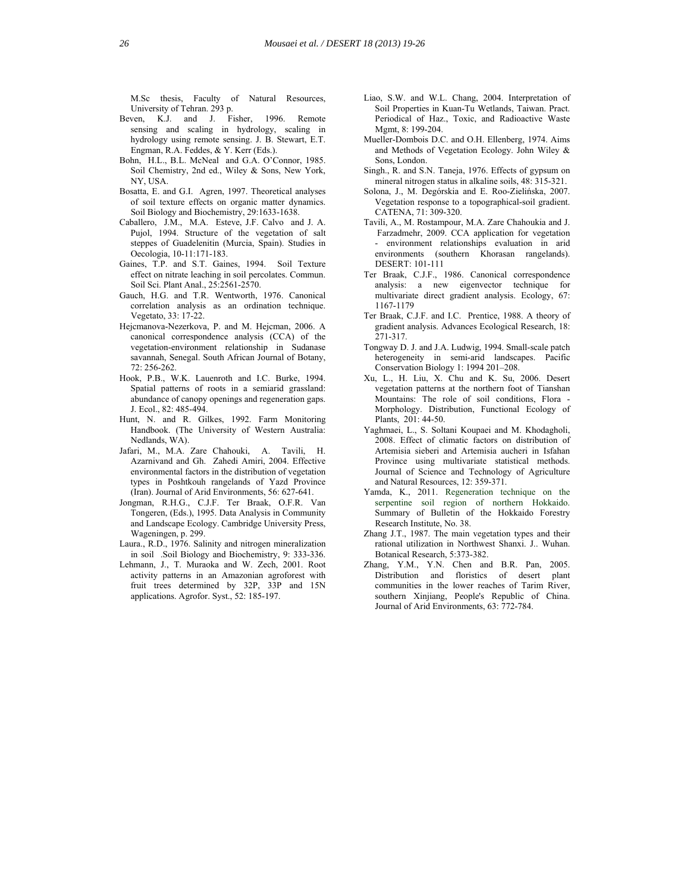M.Sc thesis, Faculty of Natural Resources, University of Tehran. 293 p.

Beven, K.J. and J. Fisher, 1996. Remote sensing and scaling in hydrology, scaling in hydrology using remote sensing. J. B. Stewart, E.T. Engman, R.A. Feddes, & Y. Kerr (Eds.).

Bohn, H.L., B.L. McNeal and G.A. O'Connor, 1985. Soil Chemistry, 2nd ed., Wiley & Sons, New York, NY, USA.

Bosatta, E. and G.I. Agren, 1997. Theoretical analyses of soil texture effects on organic matter dynamics. Soil Biology and Biochemistry, 29:1633-1638.

Caballero, J.M., M.A. Esteve, J.F. Calvo and J. A. Pujol, 1994. Structure of the vegetation of salt steppes of Guadelenitin (Murcia, Spain). Studies in Oecologia, 10-11:171-183.

Gaines, T.P. and S.T. Gaines, 1994. Soil Texture effect on nitrate leaching in soil percolates. Commun. Soil Sci. Plant Anal., 25:2561-2570.

Gauch, H.G. and T.R. Wentworth, 1976. Canonical correlation analysis as an ordination technique. Vegetato, 33: 17-22.

Hejcmanova-Nezerkova, P. and M. Hejcman, 2006. A canonical correspondence analysis (CCA) of the vegetation-environment relationship in Sudanase savannah, Senegal. South African Journal of Botany, 72: 256-262.

Hook, P.B., W.K. Lauenroth and I.C. Burke, 1994. Spatial patterns of roots in a semiarid grassland: abundance of canopy openings and regeneration gaps. J. Ecol., 82: 485-494.

Hunt, N. and R. Gilkes, 1992. Farm Monitoring Handbook. (The University of Western Australia: Nedlands, WA).

Jafari, M., M.A. Zare Chahouki, A. Tavili, H. Azarnivand and Gh. Zahedi Amiri, 2004. Effective environmental factors in the distribution of vegetation types in Poshtkouh rangelands of Yazd Province (Iran). Journal of Arid Environments, 56: 627-641.

Jongman, R.H.G., C.J.F. Ter Braak, O.F.R. Van Tongeren, (Eds.), 1995. Data Analysis in Community and Landscape Ecology. Cambridge University Press, Wageningen, p. 299.

Laura., R.D., 1976. Salinity and nitrogen mineralization in soil .Soil Biology and Biochemistry, 9: 333-336.

Lehmann, J., T. Muraoka and W. Zech, 2001. Root activity patterns in an Amazonian agroforest with fruit trees determined by 32P, 33P and 15N applications. Agrofor. Syst., 52: 185-197.

Liao, S.W. and W.L. Chang, 2004. Interpretation of Soil Properties in Kuan-Tu Wetlands, Taiwan. Pract. Periodical of Haz., Toxic, and Radioactive Waste Mgmt, 8: 199-204.

Mueller-Dombois D.C. and O.H. Ellenberg, 1974. Aims and Methods of Vegetation Ecology. John Wiley & Sons, London.

Singh., R. and S.N. Taneja, 1976. Effects of gypsum on mineral nitrogen status in alkaline soils, 48: 315-321.

Solona, J., M. Degórskia and E. Roo-Zielińska, 2007. Vegetation response to a topographical-soil gradient. CATENA, 71: 309-320.

Tavili, A., M. Rostampour, M.A. Zare Chahoukia and J. Farzadmehr, 2009. CCA application for vegetation - environment relationships evaluation in arid environments (southern Khorasan rangelands). DESERT: 101-111

Ter Braak, C.J.F., 1986. Canonical correspondence analysis: a new eigenvector technique for multivariate direct gradient analysis. Ecology, 67: 1167-1179

Ter Braak, C.J.F. and I.C. Prentice, 1988. A theory of gradient analysis. Advances Ecological Research, 18: 271-317.

Tongway D. J. and J.A. Ludwig, 1994. Small-scale patch heterogeneity in semi-arid landscapes. Pacific Conservation Biology 1: 1994 201–208.

Xu, L., H. Liu, X. Chu and K. Su, 2006. Desert vegetation patterns at the northern foot of Tianshan Mountains: The role of soil conditions, Flora - Morphology. Distribution, Functional Ecology of Plants, 201: 44-50.

Yaghmaei, L., S. Soltani Koupaei and M. Khodagholi, 2008. Effect of climatic factors on distribution of Artemisia sieberi and Artemisia aucheri in Isfahan Province using multivariate statistical methods. Journal of Science and Technology of Agriculture and Natural Resources, 12: 359-371.

Yamda, K., 2011. Regeneration technique on the serpentine soil region of northern Hokkaido. Summary of Bulletin of the Hokkaido Forestry Research Institute, No. 38.

Zhang J.T., 1987. The main vegetation types and their rational utilization in Northwest Shanxi. J.. Wuhan. Botanical Research, 5:373-382.

Zhang, Y.M., Y.N. Chen and B.R. Pan, 2005. Distribution and floristics of desert plant communities in the lower reaches of Tarim River, southern Xinjiang, People's Republic of China. Journal of Arid Environments, 63: 772-784.